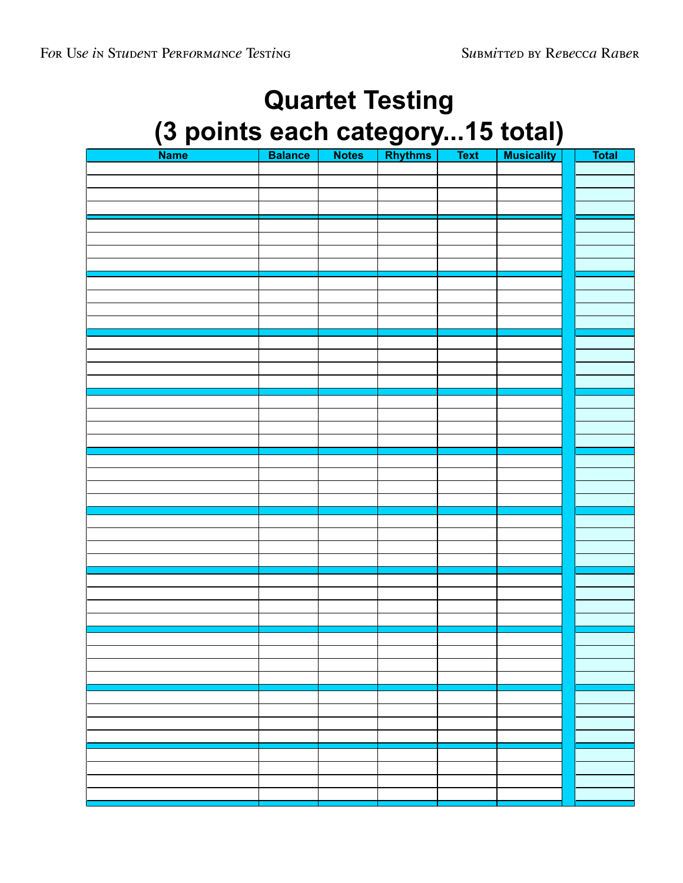# Quartet Testing
# (3 points each category...15 total)

| Name | Balance | Notes | Rhythms | Text | Musicality | Total |
|---|---|---|---|---|---|---|
| | | | | | | |
| | | | | | | |
| | | | | | | |
| | | | | | | |
| | | | | | | |
| | | | | | | |
| | | | | | | |
| | | | | | | |
| | | | | | | |
| | | | | | | |
| | | | | | | |
| | | | | | | |
| | | | | | | |
| | | | | | | |
| | | | | | | |
| | | | | | | |
| | | | | | | |
| | | | | | | |
| | | | | | | |
| | | | | | | |
| | | | | | | |
| | | | | | | |
| | | | | | | |
| | | | | | | |
| | | | | | | |
| | | | | | | |
| | | | | | | |
| | | | | | | |
| | | | | | | |
| | | | | | | |
| | | | | | | |
| | | | | | | |
| | | | | | | |
| | | | | | | |
| | | | | | | |
| | | | | | | |
| | | | | | | |
| | | | | | | |
| | | | | | | |
| | | | | | | |
| | | | | | | |
| | | | | | | |
| | | | | | | |
| | | | | | | |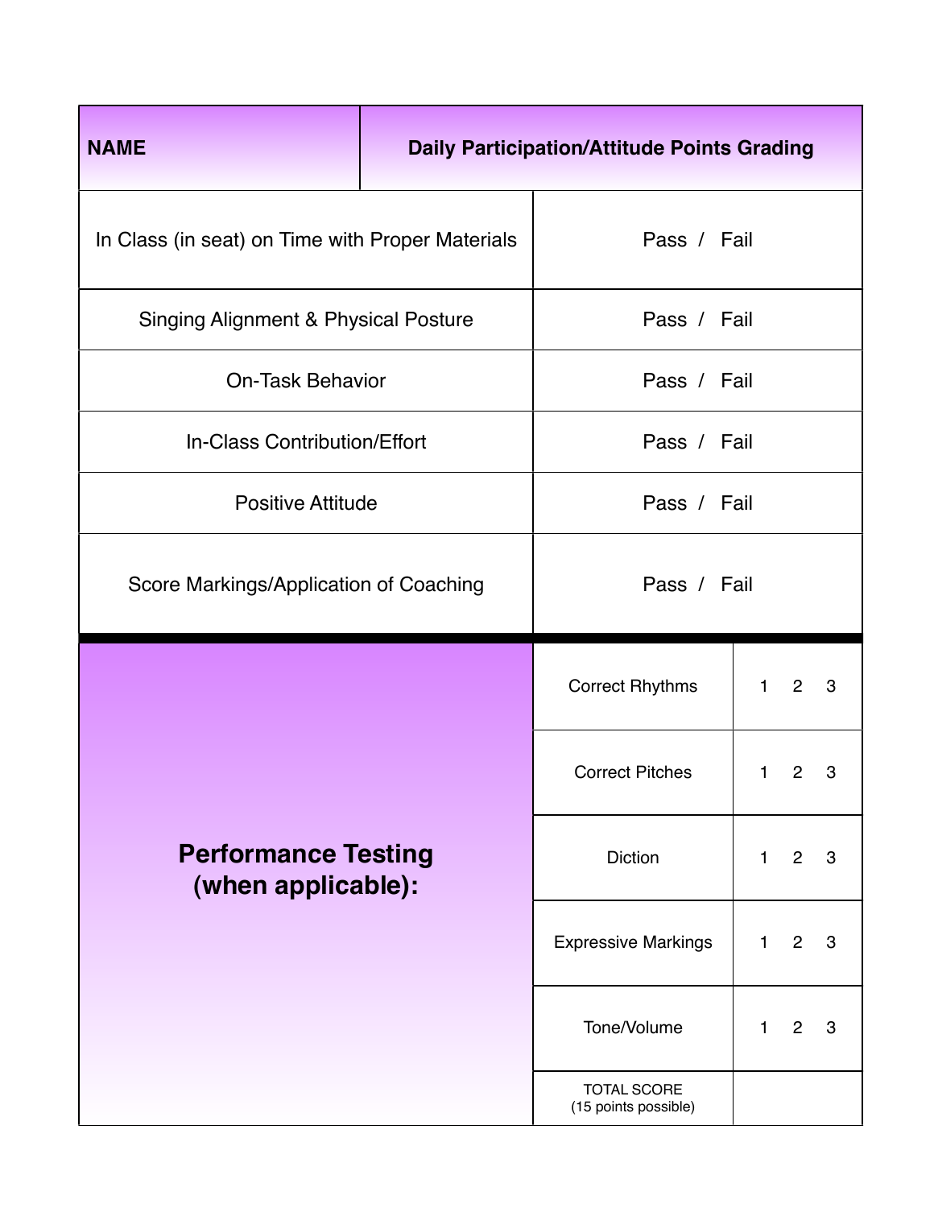| NAME | Daily Participation/Attitude Points Grading |
|---|---|
| In Class (in seat) on Time with Proper Materials | Pass / Fail |
| Singing Alignment & Physical Posture | Pass / Fail |
| On-Task Behavior | Pass / Fail |
| In-Class Contribution/Effort | Pass / Fail |
| Positive Attitude | Pass / Fail |
| Score Markings/Application of Coaching | Pass / Fail |

| Performance Testing (when applicable): | | |
|---|---|---|
| | Correct Rhythms | 1 2 3 |
| | Correct Pitches | 1 2 3 |
| | Diction | 1 2 3 |
| | Expressive Markings | 1 2 3 |
| | Tone/Volume | 1 2 3 |
| | TOTAL SCORE (15 points possible) | |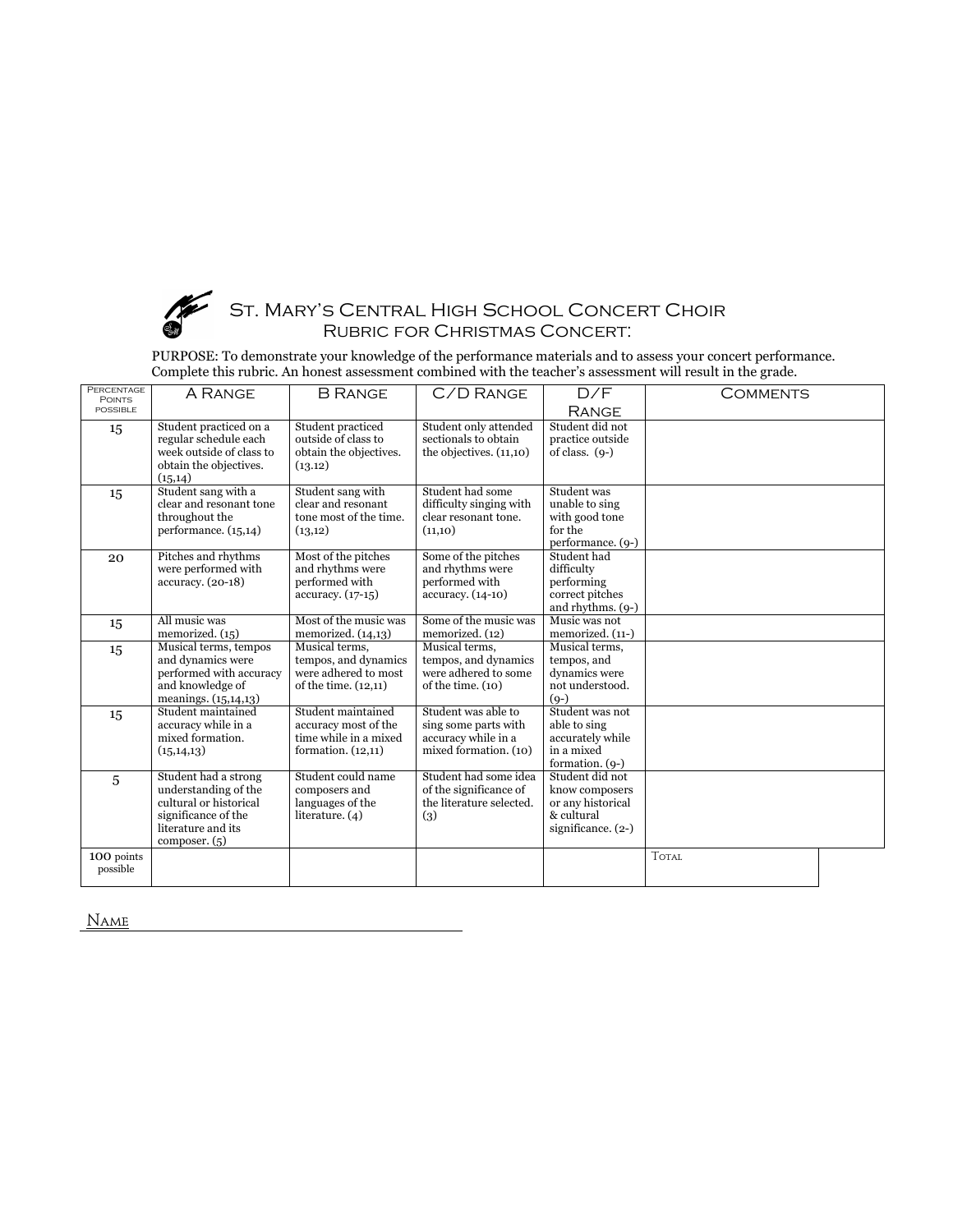# St. Mary's Central High School Concert Choir

## Rubric for Christmas Concert:

PURPOSE: To demonstrate your knowledge of the performance materials and to assess your concert performance. Complete this rubric. An honest assessment combined with the teacher's assessment will result in the grade.

| Percentage Points possible | A Range | B Range | C/D Range | D/F Range | Comments |
|---|---|---|---|---|---|
| 15 | Student practiced on a regular schedule each week outside of class to obtain the objectives. (15,14) | Student practiced outside of class to obtain the objectives. (13.12) | Student only attended sectionals to obtain the objectives. (11,10) | Student did not practice outside of class. (9-) | |
| 15 | Student sang with a clear and resonant tone throughout the performance. (15,14) | Student sang with clear and resonant tone most of the time. (13,12) | Student had some difficulty singing with clear resonant tone. (11,10) | Student was unable to sing with good tone for the performance. (9-) | |
| 20 | Pitches and rhythms were performed with accuracy. (20-18) | Most of the pitches and rhythms were performed with accuracy. (17-15) | Some of the pitches and rhythms were performed with accuracy. (14-10) | Student had difficulty performing correct pitches and rhythms. (9-) | |
| 15 | All music was memorized. (15) | Most of the music was memorized. (14,13) | Some of the music was memorized. (12) | Music was not memorized. (11-) | |
| 15 | Musical terms, tempos and dynamics were performed with accuracy and knowledge of meanings. (15,14,13) | Musical terms, tempos, and dynamics were adhered to most of the time. (12,11) | Musical terms, tempos, and dynamics were adhered to some of the time. (10) | Musical terms, tempos, and dynamics were not understood. (9-) | |
| 15 | Student maintained accuracy while in a mixed formation. (15,14,13) | Student maintained accuracy most of the time while in a mixed formation. (12,11) | Student was able to sing some parts with accuracy while in a mixed formation. (10) | Student was not able to sing accurately while in a mixed formation. (9-) | |
| 5 | Student had a strong understanding of the cultural or historical significance of the literature and its composer. (5) | Student could name composers and languages of the literature. (4) | Student had some idea of the significance of the literature selected. (3) | Student did not know composers or any historical & cultural significance. (2-) | |
| 100 points possible | | | | | Total |

Name ______________________________________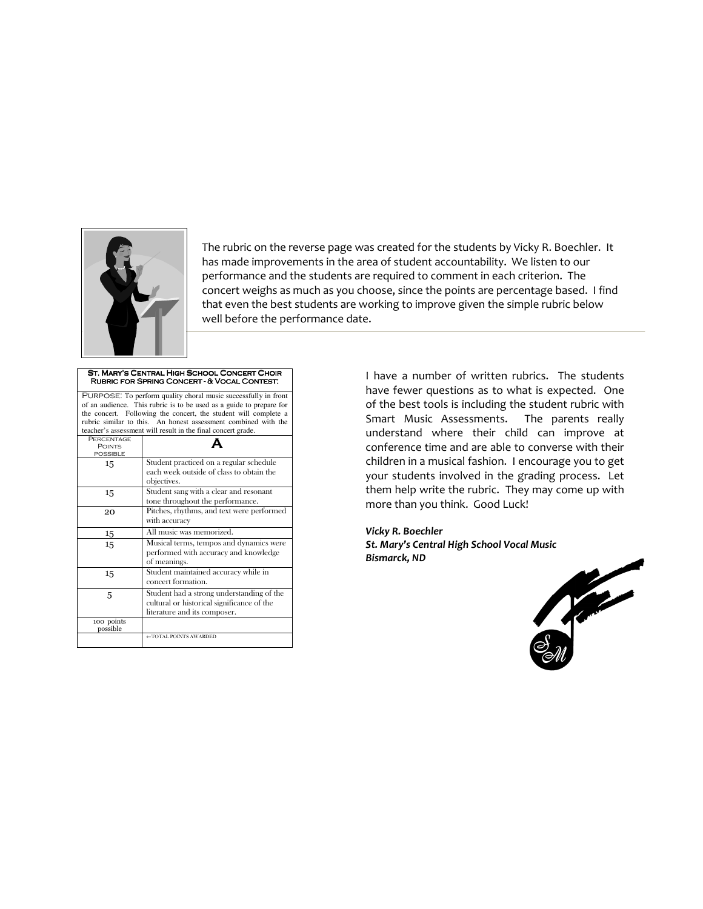The rubric on the reverse page was created for the students by Vicky R. Boechler. It has made improvements in the area of student accountability. We listen to our performance and the students are required to comment in each criterion. The concert weighs as much as you choose, since the points are percentage based. I find that even the best students are working to improve given the simple rubric below well before the performance date.

**St. Mary's Central High School Concert Choir**
**Rubric for Spring Concert - & Vocal Contest:**

PURPOSE: To perform quality choral music successfully in front of an audience. This rubric is to be used as a guide to prepare for the concert. Following the concert, the student will complete a rubric similar to this. An honest assessment combined with the teacher's assessment will result in the final concert grade.

| Percentage Points possible | A |
|---|---|
| 15 | Student practiced on a regular schedule each week outside of class to obtain the objectives. |
| 15 | Student sang with a clear and resonant tone throughout the performance. |
| 20 | Pitches, rhythms, and text were performed with accuracy |
| 15 | All music was memorized. |
| 15 | Musical terms, tempos and dynamics were performed with accuracy and knowledge of meanings. |
| 15 | Student maintained accuracy while in concert formation. |
| 5 | Student had a strong understanding of the cultural or historical significance of the literature and its composer. |
| 100 points possible | |
| | ←TOTAL POINTS AWARDED |

I have a number of written rubrics. The students have fewer questions as to what is expected. One of the best tools is including the student rubric with Smart Music Assessments. The parents really understand where their child can improve at conference time and are able to converse with their children in a musical fashion. I encourage you to get your students involved in the grading process. Let them help write the rubric. They may come up with more than you think. Good Luck!

***Vicky R. Boechler***
***St. Mary's Central High School Vocal Music***
***Bismarck, ND***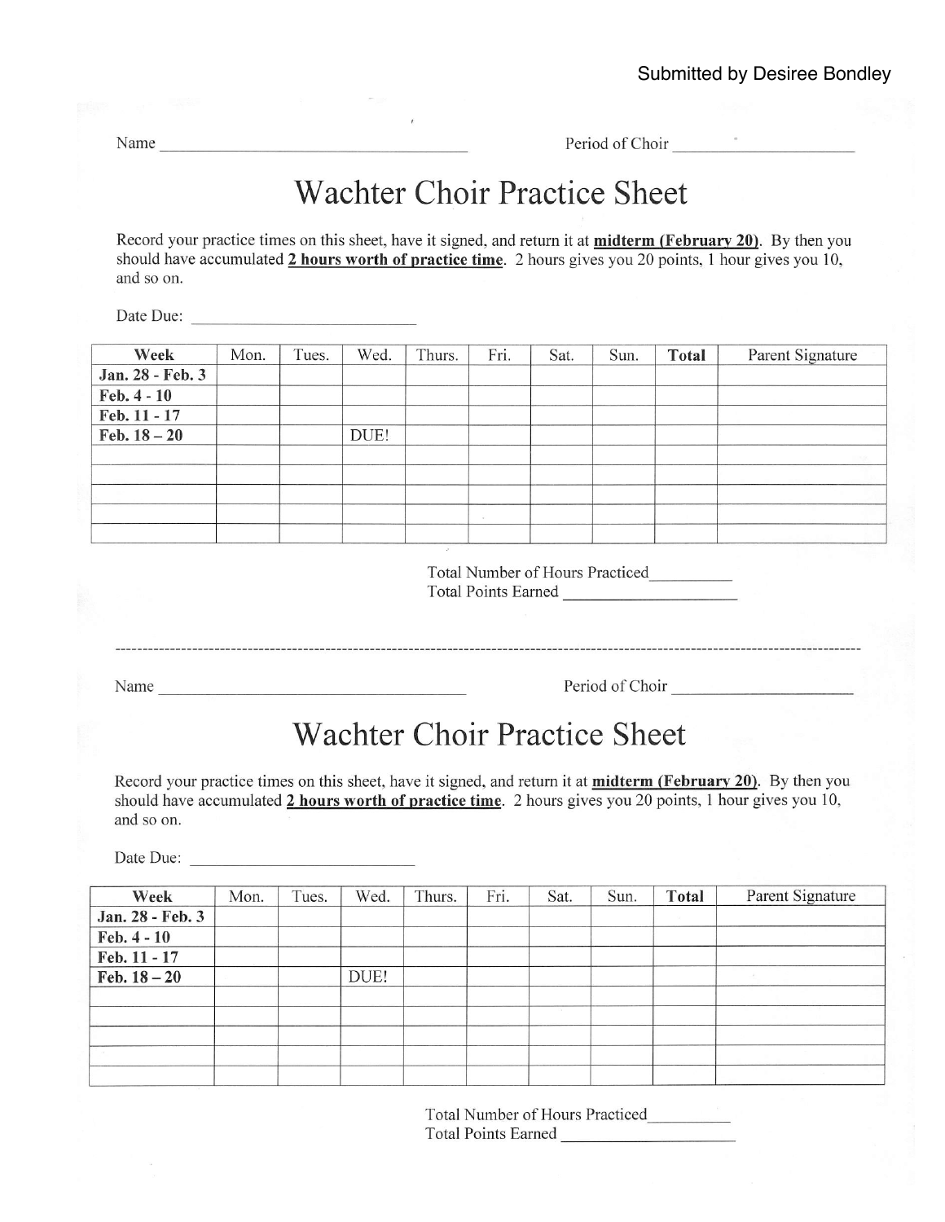Submitted by Desiree Bondley

Name ________________________________ Period of Choir ____________________

# Wachter Choir Practice Sheet

Record your practice times on this sheet, have it signed, and return it at **midterm (February 20)**. By then you should have accumulated **2 hours worth of practice time**. 2 hours gives you 20 points, 1 hour gives you 10, and so on.

Date Due: ______________________

| Week | Mon. | Tues. | Wed. | Thurs. | Fri. | Sat. | Sun. | Total | Parent Signature |
|---|---|---|---|---|---|---|---|---|---|
| **Jan. 28 - Feb. 3** | | | | | | | | | |
| **Feb. 4 - 10** | | | | | | | | | |
| **Feb. 11 - 17** | | | | | | | | | |
| **Feb. 18 – 20** | | | DUE! | | | | | | |
| | | | | | | | | | |
| | | | | | | | | | |
| | | | | | | | | | |
| | | | | | | | | | |
| | | | | | | | | | |

Total Number of Hours Practiced__________
Total Points Earned ____________________

---

Name ________________________________ Period of Choir ____________________

# Wachter Choir Practice Sheet

Record your practice times on this sheet, have it signed, and return it at **midterm (February 20)**. By then you should have accumulated **2 hours worth of practice time**. 2 hours gives you 20 points, 1 hour gives you 10, and so on.

Date Due: ______________________

| Week | Mon. | Tues. | Wed. | Thurs. | Fri. | Sat. | Sun. | Total | Parent Signature |
|---|---|---|---|---|---|---|---|---|---|
| **Jan. 28 - Feb. 3** | | | | | | | | | |
| **Feb. 4 - 10** | | | | | | | | | |
| **Feb. 11 - 17** | | | | | | | | | |
| **Feb. 18 – 20** | | | DUE! | | | | | | |
| | | | | | | | | | |
| | | | | | | | | | |
| | | | | | | | | | |
| | | | | | | | | | |
| | | | | | | | | | |

Total Number of Hours Practiced__________
Total Points Earned ____________________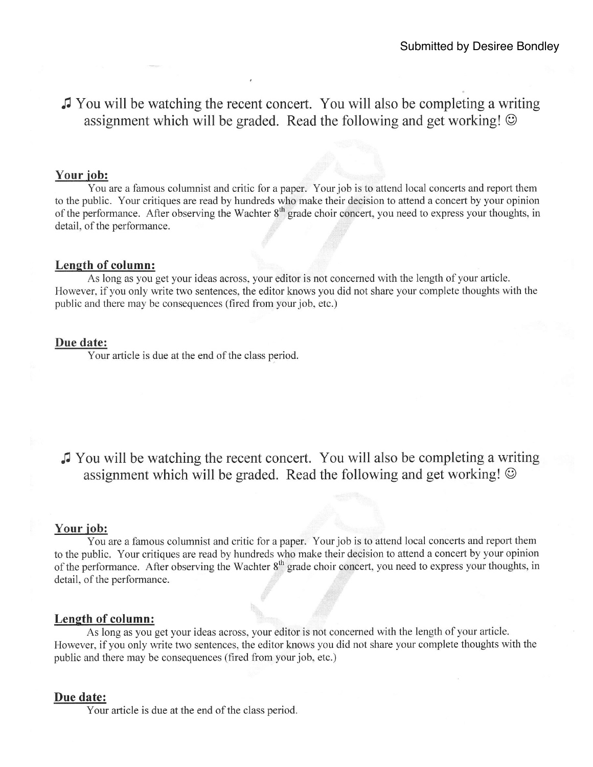Submitted by Desiree Bondley

♫ You will be watching the recent concert. You will also be completing a writing assignment which will be graded. Read the following and get working! ☺

**Your job:**

You are a famous columnist and critic for a paper. Your job is to attend local concerts and report them to the public. Your critiques are read by hundreds who make their decision to attend a concert by your opinion of the performance. After observing the Wachter 8th grade choir concert, you need to express your thoughts, in detail, of the performance.

**Length of column:**

As long as you get your ideas across, your editor is not concerned with the length of your article. However, if you only write two sentences, the editor knows you did not share your complete thoughts with the public and there may be consequences (fired from your job, etc.)

**Due date:**

Your article is due at the end of the class period.

♫ You will be watching the recent concert. You will also be completing a writing assignment which will be graded. Read the following and get working! ☺

**Your job:**

You are a famous columnist and critic for a paper. Your job is to attend local concerts and report them to the public. Your critiques are read by hundreds who make their decision to attend a concert by your opinion of the performance. After observing the Wachter 8th grade choir concert, you need to express your thoughts, in detail, of the performance.

**Length of column:**

As long as you get your ideas across, your editor is not concerned with the length of your article. However, if you only write two sentences, the editor knows you did not share your complete thoughts with the public and there may be consequences (fired from your job, etc.)

**Due date:**

Your article is due at the end of the class period.